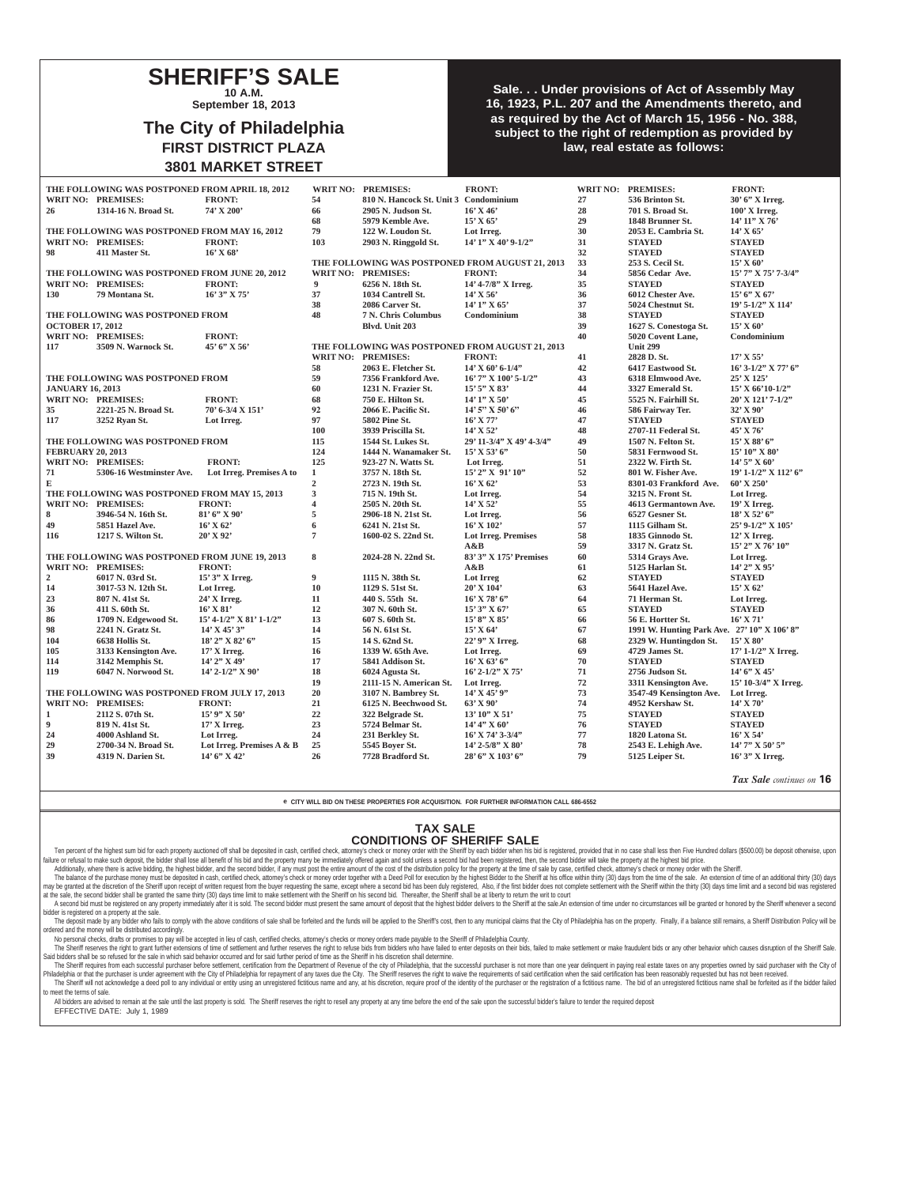# SHERIFF'S SALE

**10 A.M.**
**September 18, 2013**

## The City of Philadelphia

**FIRST DISTRICT PLAZA**
**3801 MARKET STREET**

**Sale. . . Under provisions of Act of Assembly May 16, 1923, P.L. 207 and the Amendments thereto, and as required by the Act of March 15, 1956 - No. 388, subject to the right of redemption as provided by law, real estate as follows:**

**THE FOLLOWING WAS POSTPONED FROM APRIL 18, 2012**

| WRIT NO: | PREMISES: | FRONT: |
|---|---|---|
| 26 | 1314-16 N. Broad St. | 74' X 200' |

**THE FOLLOWING WAS POSTPONED FROM MAY 16, 2012**

| WRIT NO: | PREMISES: | FRONT: |
|---|---|---|
| 98 | 411 Master St. | 16' X 68' |

**THE FOLLOWING WAS POSTPONED FROM JUNE 20, 2012**

| WRIT NO: | PREMISES: | FRONT: |
|---|---|---|
| 130 | 79 Montana St. | 16' 3" X 75' |

**THE FOLLOWING WAS POSTPONED FROM OCTOBER 17, 2012**

| WRIT NO: | PREMISES: | FRONT: |
|---|---|---|
| 117 | 3509 N. Warnock St. | 45' 6" X 56' |

**THE FOLLOWING WAS POSTPONED FROM JANUARY 16, 2013**

| WRIT NO: | PREMISES: | FRONT: |
|---|---|---|
| 35 | 2221-25 N. Broad St. | 70' 6-3/4 X 151' |
| 117 | 3252 Ryan St. | Lot Irreg. |

**THE FOLLOWING WAS POSTPONED FROM FEBRUARY 20, 2013**

| WRIT NO: | PREMISES: | FRONT: |
|---|---|---|
| 71 | 5306-16 Westminster Ave. | Lot Irreg. Premises A to E |

**THE FOLLOWING WAS POSTPONED FROM MAY 15, 2013**

| WRIT NO: | PREMISES: | FRONT: |
|---|---|---|
| 8 | 3946-54 N. 16th St. | 81' 6" X 90' |
| 49 | 5851 Hazel Ave. | 16' X 62' |
| 116 | 1217 S. Wilton St. | 20' X 92' |

**THE FOLLOWING WAS POSTPONED FROM JUNE 19, 2013**

| WRIT NO: | PREMISES: | FRONT: |
|---|---|---|
| 2 | 6017 N. 03rd St. | 15' 3" X Irreg. |
| 14 | 3017-53 N. 12th St. | Lot Irreg. |
| 23 | 807 N. 41st St. | 24' X Irreg. |
| 36 | 411 S. 60th St. | 16' X 81' |
| 86 | 1709 N. Edgewood St. | 15' 4-1/2" X 81' 1-1/2" |
| 98 | 2241 N. Gratz St. | 14' X 45' 3" |
| 104 | 6638 Hollis St. | 18' 2" X 82' 6" |
| 105 | 3133 Kensington Ave. | 17' X Irreg. |
| 114 | 3142 Memphis St. | 14' 2" X 49' |
| 119 | 6047 N. Norwood St. | 14' 2-1/2" X 90' |

**THE FOLLOWING WAS POSTPONED FROM JULY 17, 2013**

| WRIT NO: | PREMISES: | FRONT: |
|---|---|---|
| 1 | 2112 S. 07th St. | 15' 9" X 50' |
| 9 | 819 N. 41st St. | 17' X Irreg. |
| 24 | 4000 Ashland St. | Lot Irreg. |
| 29 | 2700-34 N. Broad St. | Lot Irreg. Premises A & B |
| 39 | 4319 N. Darien St. | 14' 6" X 42' |
| 54 | 810 N. Hancock St. Unit 3 | Condominium |
| 66 | 2905 N. Judson St. | 16' X 46' |
| 68 | 5979 Kemble Ave. | 15' X 65' |
| 79 | 122 W. Loudon St. | Lot Irreg. |
| 103 | 2903 N. Ringgold St. | 14' 1" X 40' 9-1/2" |

**THE FOLLOWING WAS POSTPONED FROM AUGUST 21, 2013**

| WRIT NO: | PREMISES: | FRONT: |
|---|---|---|
| 9 | 6256 N. 18th St. | 14' 4-7/8" X Irreg. |
| 37 | 1034 Cantrell St. | 14' X 56' |
| 38 | 2086 Carver St. | 14' 1" X 65' |
| 48 | 7 N. Chris Columbus Blvd. Unit 203 | Condominium |

**THE FOLLOWING WAS POSTPONED FROM AUGUST 21, 2013**

| WRIT NO: | PREMISES: | FRONT: |
|---|---|---|
| 58 | 2063 E. Fletcher St. | 14' X 60' 6-1/4" |
| 59 | 7356 Frankford Ave. | 16' 7" X 100' 5-1/2" |
| 60 | 1231 N. Frazier St. | 15' 5" X 83' |
| 68 | 750 E. Hilton St. | 14' 1" X 50' |
| 92 | 2066 E. Pacific St. | 14' 5" X 50' 6" |
| 97 | 5802 Pine St. | 16' X 77' |
| 100 | 3939 Priscilla St. | 14' X 52' |
| 115 | 1544 St. Lukes St. | 29' 11-3/4" X 49' 4-3/4" |
| 124 | 1444 N. Wanamaker St. | 15' X 53' 6" |
| 125 | 923-27 N. Watts St. | Lot Irreg. |
| 1 | 3757 N. 18th St. | 15' 2" X 91' 10" |
| 2 | 2723 N. 19th St. | 16' X 62' |
| 3 | 715 N. 19th St. | Lot Irreg. |
| 4 | 2505 N. 20th St. | 14' X 52' |
| 5 | 2906-18 N. 21st St. | Lot Irreg. |
| 6 | 6241 N. 21st St. | 16' X 102' |
| 7 | 1600-02 S. 22nd St. | Lot Irreg. Premises A&B |
| 8 | 2024-28 N. 22nd St. | 83' 3" X 175' Premises A&B |
| 9 | 1115 N. 38th St. | Lot Irreg |
| 10 | 1129 S. 51st St. | 20' X 104' |
| 11 | 440 S. 55th St. | 16' X 78' 6" |
| 12 | 307 N. 60th St. | 15' 3" X 67' |
| 13 | 607 S. 60th St. | 15' 8" X 85' |
| 14 | 56 N. 61st St. | 15' X 64' |
| 15 | 14 S. 62nd St. | 22' 9" X Irreg. |
| 16 | 1339 W. 65th Ave. | Lot Irreg. |
| 17 | 5841 Addison St. | 16' X 63' 6" |
| 18 | 6024 Agusta St. | 16' 2-1/2" X 75' |
| 19 | 2111-15 N. American St. | Lot Irreg. |
| 20 | 3107 N. Bambrey St. | 14' X 45' 9" |
| 21 | 6125 N. Beechwood St. | 63' X 90' |
| 22 | 322 Belgrade St. | 13' 10" X 51' |
| 23 | 5724 Belmar St. | 14' 4" X 60' |
| 24 | 231 Berkley St. | 16' X 74' 3-3/4" |
| 25 | 5545 Boyer St. | 14' 2-5/8" X 80' |
| 26 | 7728 Bradford St. | 28' 6" X 103' 6" |
| 27 | 536 Brinton St. | 30' 6" X Irreg. |
| 28 | 701 S. Broad St. | 100' X Irreg. |
| 29 | 1848 Brunner St. | 14' 11" X 76' |
| 30 | 2053 E. Cambria St. | 14' X 65' |
| 31 | STAYED | STAYED |
| 32 | STAYED | STAYED |
| 33 | 253 S. Cecil St. | 15' X 60' |
| 34 | 5856 Cedar Ave. | 15' 7" X 75' 7-3/4" |
| 35 | STAYED | STAYED |
| 36 | 6012 Chester Ave. | 15' 6" X 67' |
| 37 | 5024 Chestnut St. | 19' 5-1/2" X 114' |
| 38 | STAYED | STAYED |
| 39 | 1627 S. Conestoga St. | 15' X 60' |
| 40 | 5020 Covent Lane, Unit 299 | Condominium |
| 41 | 2828 D. St. | 17' X 55' |
| 42 | 6417 Eastwood St. | 16' 3-1/2" X 77' 6" |
| 43 | 6318 Elmwood Ave. | 25' X 125' |
| 44 | 3327 Emerald St. | 15' X 66'10-1/2" |
| 45 | 5525 N. Fairhill St. | 20' X 121' 7-1/2" |
| 46 | 586 Fairway Ter. | 32' X 90' |
| 47 | STAYED | STAYED |
| 48 | 2707-11 Federal St. | 45' X 76' |
| 49 | 1507 N. Felton St. | 15' X 88' 6" |
| 50 | 5831 Fernwood St. | 15' 10" X 80' |
| 51 | 2322 W. Firth St. | 14' 5" X 60' |
| 52 | 801 W. Fisher Ave. | 19' 1-1/2" X 112' 6" |
| 53 | 8301-03 Frankford Ave. | 60' X 250' |
| 54 | 3215 N. Front St. | Lot Irreg. |
| 55 | 4613 Germantown Ave. | 19' X Irreg. |
| 56 | 6527 Gesner St. | 18' X 52' 6" |
| 57 | 1115 Gilham St. | 25' 9-1/2" X 105' |
| 58 | 1835 Ginnodo St. | 12' X Irreg. |
| 59 | 3317 N. Gratz St. | 15' 2" X 76' 10" |
| 60 | 5314 Grays Ave. | Lot Irreg. |
| 61 | 5125 Harlan St. | 14' 2" X 95' |
| 62 | STAYED | STAYED |
| 63 | 5641 Hazel Ave. | 15' X 62' |
| 64 | 71 Herman St. | Lot Irreg. |
| 65 | STAYED | STAYED |
| 66 | 56 E. Hortter St. | 16' X 71' |
| 67 | 1991 W. Hunting Park Ave. | 27' 10" X 106' 8" |
| 68 | 2329 W. Huntingdon St. | 15' X 80' |
| 69 | 4729 James St. | 17' 1-1/2" X Irreg. |
| 70 | STAYED | STAYED |
| 71 | 2756 Judson St. | 14' 6" X 45' |
| 72 | 3311 Kensington Ave. | 15' 10-3/4" X Irreg. |
| 73 | 3547-49 Kensington Ave. | Lot Irreg. |
| 74 | 4952 Kershaw St. | 14' X 70' |
| 75 | STAYED | STAYED |
| 76 | STAYED | STAYED |
| 77 | 1820 Latona St. | 16' X 54' |
| 78 | 2543 E. Lehigh Ave. | 14' 7" X 50' 5" |
| 79 | 5125 Leiper St. | 16' 3" X Irreg. |

*Tax Sale continues on* **16**

e CITY WILL BID ON THESE PROPERTIES FOR ACQUISITION. FOR FURTHER INFORMATION CALL 686-6552

## TAX SALE
## CONDITIONS OF SHERIFF SALE

Ten percent of the highest sum bid for each property auctioned off shall be deposited in cash, certified check, attorney's check or money order with the Sheriff by each bidder when his bid is registered, provided that in no case shall less then Five Hundred dollars ($500.00) be deposit otherwise, upon failure or refusal to make such deposit, the bidder shall lose all benefit of his bid and the property many be immediately offered again and sold unless a second bid had been registered, then, the second bidder will take the property at the highest bid price.

Additionally, where there is active bidding, the highest bidder, and the second bidder, if any must post the entire amount of the cost of the distribution policy for the property at the time of sale by case, certified check, attorney's check or money order with the Sheriff.

The balance of the purchase money must be deposited in cash, certified check, attorney's check or money order together with a Deed Poll for execution by the highest Bidder to the Sheriff at his office within thirty (30) days from the time of the sale. An extension of time of an additional thirty (30) days may be granted at the discretion of the Sheriff upon receipt of written request from the buyer requesting the same, except where a second bid has been duly registered, Also, if the first bidder does not complete settlement with the Sheriff within the thirty (30) days time limit and a second bid was registered at the sale, the second bidder shall be granted the same thirty (30) days time limit to make settlement with the Sheriff on his second bid. Thereafter, the Sheriff shall be at liberty to return the writ to court

A second bid must be registered on any property immediately after it is sold. The second bidder must present the same amount of deposit that the highest bidder delivers to the Sheriff at the sale.An extension of time under no circumstances will be granted or honored by the Sheriff whenever a second bidder is registered on a property at the sale.

The deposit made by any bidder who fails to comply with the above conditions of sale shall be forfeited and the funds will be applied to the Sheriff's cost, then to any municipal claims that the City of Philadelphia has on the property. Finally, if a balance still remains, a Sheriff Distribution Policy will be ordered and the money will be distributed accordingly.

No personal checks, drafts or promises to pay will be accepted in lieu of cash, certified checks, attorney's checks or money orders made payable to the Sheriff of Philadelphia County.

The Sheriff reserves the right to grant further extensions of time of settlement and further reserves the right to refuse bids from bidders who have failed to enter deposits on their bids, failed to make settlement or make fraudulent bids or any other behavior which causes disruption of the Sheriff Sale. Said bidders shall be so refused for the sale in which said behavior occurred and for said further period of time as the Sheriff in his discretion shall determine.

The Sheriff requires from each successful purchaser before settlement, certification from the Department of Revenue of the city of Philadelphia, that the successful purchaser is not more than one year delinquent in paying real estate taxes on any properties owned by said purchaser with the City of Philadelphia or that the purchaser is under agreement with the City of Philadelphia for repayment of any taxes due the City. The Sheriff reserves the right to waive the requirements of said certification when the said certification has been reasonably requested but has not been received.

The Sheriff will not acknowledge a deed poll to any individual or entity using an unregistered fictitious name and any, at his discretion, require proof of the identity of the purchaser or the registration of a fictitious name. The bid of an unregistered fictitious name shall be forfeited as if the bidder failed to meet the terms of sale.

All bidders are advised to remain at the sale until the last property is sold. The Sheriff reserves the right to resell any property at any time before the end of the sale upon the successful bidder's failure to tender the required deposit

EFFECTIVE DATE: July 1, 1989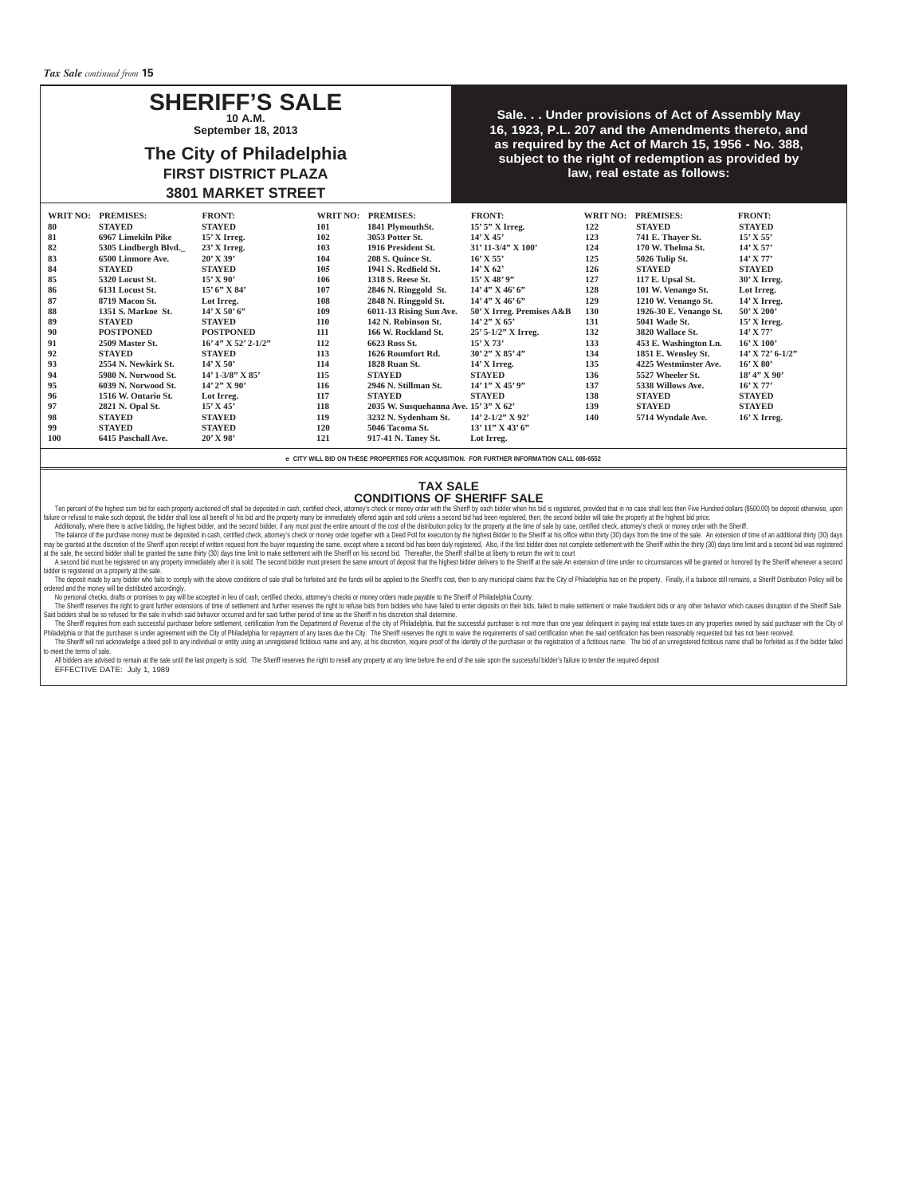*Tax Sale continued from* **15**

# SHERIFF'S SALE

**10 A.M.**

**September 18, 2013**

## The City of Philadelphia

### FIRST DISTRICT PLAZA

### 3801 MARKET STREET

**Sale. . . Under provisions of Act of Assembly May 16, 1923, P.L. 207 and the Amendments thereto, and as required by the Act of March 15, 1956 - No. 388, subject to the right of redemption as provided by law, real estate as follows:**

| WRIT NO: | PREMISES: | FRONT: | WRIT NO: | PREMISES: | FRONT: | WRIT NO: | PREMISES: | FRONT: |
|---|---|---|---|---|---|---|---|---|
| 80 | STAYED | STAYED | 101 | 1841 PlymouthSt. | 15' 5" X Irreg. | 122 | STAYED | STAYED |
| 81 | 6967 Limekiln Pike | 15' X Irreg. | 102 | 3053 Potter St. | 14' X 45' | 123 | 741 E. Thayer St. | 15' X 55' |
| 82 | 5305 Lindbergh Blvd._ | 23' X Irreg. | 103 | 1916 President St. | 31' 11-3/4" X 100' | 124 | 170 W. Thelma St. | 14' X 57' |
| 83 | 6500 Linmore Ave. | 20' X 39' | 104 | 208 S. Quince St. | 16' X 55' | 125 | 5026 Tulip St. | 14' X 77' |
| 84 | STAYED | STAYED | 105 | 1941 S. Redfield St. | 14' X 62' | 126 | STAYED | STAYED |
| 85 | 5320 Locust St. | 15' X 90' | 106 | 1318 S. Reese St. | 15' X 48' 9" | 127 | 117 E. Upsal St. | 30' X Irreg. |
| 86 | 6131 Locust St. | 15' 6" X 84' | 107 | 2846 N. Ringgold St. | 14' 4" X 46' 6" | 128 | 101 W. Venango St. | Lot Irreg. |
| 87 | 8719 Macon St. | Lot Irreg. | 108 | 2848 N. Ringgold St. | 14' 4" X 46' 6" | 129 | 1210 W. Venango St. | 14' X Irreg. |
| 88 | 1351 S. Markoe St. | 14' X 50' 6" | 109 | 6011-13 Rising Sun Ave. | 50' X Irreg. Premises A&B | 130 | 1926-30 E. Venango St. | 50' X 200' |
| 89 | STAYED | STAYED | 110 | 142 N. Robinson St. | 14' 2" X 65' | 131 | 5041 Wade St. | 15' X Irreg. |
| 90 | POSTPONED | POSTPONED | 111 | 166 W. Rockland St. | 25' 5-1/2" X Irreg. | 132 | 3820 Wallace St. | 14' X 77' |
| 91 | 2509 Master St. | 16' 4" X 52' 2-1/2" | 112 | 6623 Ross St. | 15' X 73' | 133 | 453 E. Washington Ln. | 16' X 100' |
| 92 | STAYED | STAYED | 113 | 1626 Roumfort Rd. | 30' 2" X 85' 4" | 134 | 1851 E. Wensley St. | 14' X 72' 6-1/2" |
| 93 | 2554 N. Newkirk St. | 14' X 50' | 114 | 1828 Ruan St. | 14' X Irreg. | 135 | 4225 Westminster Ave. | 16' X 80' |
| 94 | 5980 N. Norwood St. | 14' 1-3/8" X 85' | 115 | STAYED | STAYED | 136 | 5527 Wheeler St. | 18' 4" X 90' |
| 95 | 6039 N. Norwood St. | 14' 2" X 90' | 116 | 2946 N. Stillman St. | 14' 1" X 45' 9" | 137 | 5338 Willows Ave. | 16' X 77' |
| 96 | 1516 W. Ontario St. | Lot Irreg. | 117 | STAYED | STAYED | 138 | STAYED | STAYED |
| 97 | 2821 N. Opal St. | 15' X 45' | 118 | 2035 W. Susquehanna Ave. | 15' 3" X 62' | 139 | STAYED | STAYED |
| 98 | STAYED | STAYED | 119 | 3232 N. Sydenham St. | 14' 2-1/2" X 92' | 140 | 5714 Wyndale Ave. | 16' X Irreg. |
| 99 | STAYED | STAYED | 120 | 5046 Tacoma St. | 13' 11" X 43' 6" | | | |
| 100 | 6415 Paschall Ave. | 20' X 98' | 121 | 917-41 N. Taney St. | Lot Irreg. | | | |

e CITY WILL BID ON THESE PROPERTIES FOR ACQUISITION. FOR FURTHER INFORMATION CALL 686-6552

## TAX SALE
## CONDITIONS OF SHERIFF SALE

Ten percent of the highest sum bid for each property auctioned off shall be deposited in cash, certified check, attorney's check or money order with the Sheriff by each bidder when his bid is registered, provided that in no case shall less then Five Hundred dollars ($500.00) be deposit otherwise, upon failure or refusal to make such deposit, the bidder shall lose all benefit of his bid and the property many be immediately offered again and sold unless a second bid had been registered, then, the second bidder will take the property at the highest bid price.

Additionally, where there is active bidding, the highest bidder, and the second bidder, if any must post the entire amount of the cost of the distribution policy for the property at the time of sale by case, certified check, attorney's check or money order with the Sheriff.

The balance of the purchase money must be deposited in cash, certified check, attorney's check or money order together with a Deed Poll for execution by the highest Bidder to the Sheriff at his office within thirty (30) days from the time of the sale. An extension of time of an additional thirty (30) days may be granted at the discretion of the Sheriff upon receipt of written request from the buyer requesting the same, except where a second bid has been duly registered, Also, if the first bidder does not complete settlement with the Sheriff within the thirty (30) days time limit and a second bid was registered at the sale, the second bidder shall be granted the same thirty (30) days time limit to make settlement with the Sheriff on his second bid. Thereafter, the Sheriff shall be at liberty to return the writ to court

A second bid must be registered on any property immediately after it is sold. The second bidder must present the same amount of deposit that the highest bidder delivers to the Sheriff at the sale.An extension of time under no circumstances will be granted or honored by the Sheriff whenever a second bidder is registered on a property at the sale.

The deposit made by any bidder who fails to comply with the above conditions of sale shall be forfeited and the funds will be applied to the Sheriff's cost, then to any municipal claims that the City of Philadelphia has on the property. Finally, if a balance still remains, a Sheriff Distribution Policy will be ordered and the money will be distributed accordingly.

No personal checks, drafts or promises to pay will be accepted in lieu of cash, certified checks, attorney's checks or money orders made payable to the Sheriff of Philadelphia County.

The Sheriff reserves the right to grant further extensions of time of settlement and further reserves the right to refuse bids from bidders who have failed to enter deposits on their bids, failed to make settlement or make fraudulent bids or any other behavior which causes disruption of the Sheriff Sale. Said bidders shall be so refused for the sale in which said behavior occurred and for said further period of time as the Sheriff in his discretion shall determine.

The Sheriff requires from each successful purchaser before settlement, certification from the Department of Revenue of the city of Philadelphia, that the successful purchaser is not more than one year delinquent in paying real estate taxes on any properties owned by said purchaser with the City of Philadelphia or that the purchaser is under agreement with the City of Philadelphia for repayment of any taxes due the City. The Sheriff reserves the right to waive the requirements of said certification when the said certification has been reasonably requested but has not been received.

The Sheriff will not acknowledge a deed poll to any individual or entity using an unregistered fictitious name and any, at his discretion, require proof of the identity of the purchaser or the registration of a fictitious name. The bid of an unregistered fictitious name shall be forfeited as if the bidder failed to meet the terms of sale.

All bidders are advised to remain at the sale until the last property is sold. The Sheriff reserves the right to resell any property at any time before the end of the sale upon the successful bidder's failure to tender the required deposit

EFFECTIVE DATE: July 1, 1989